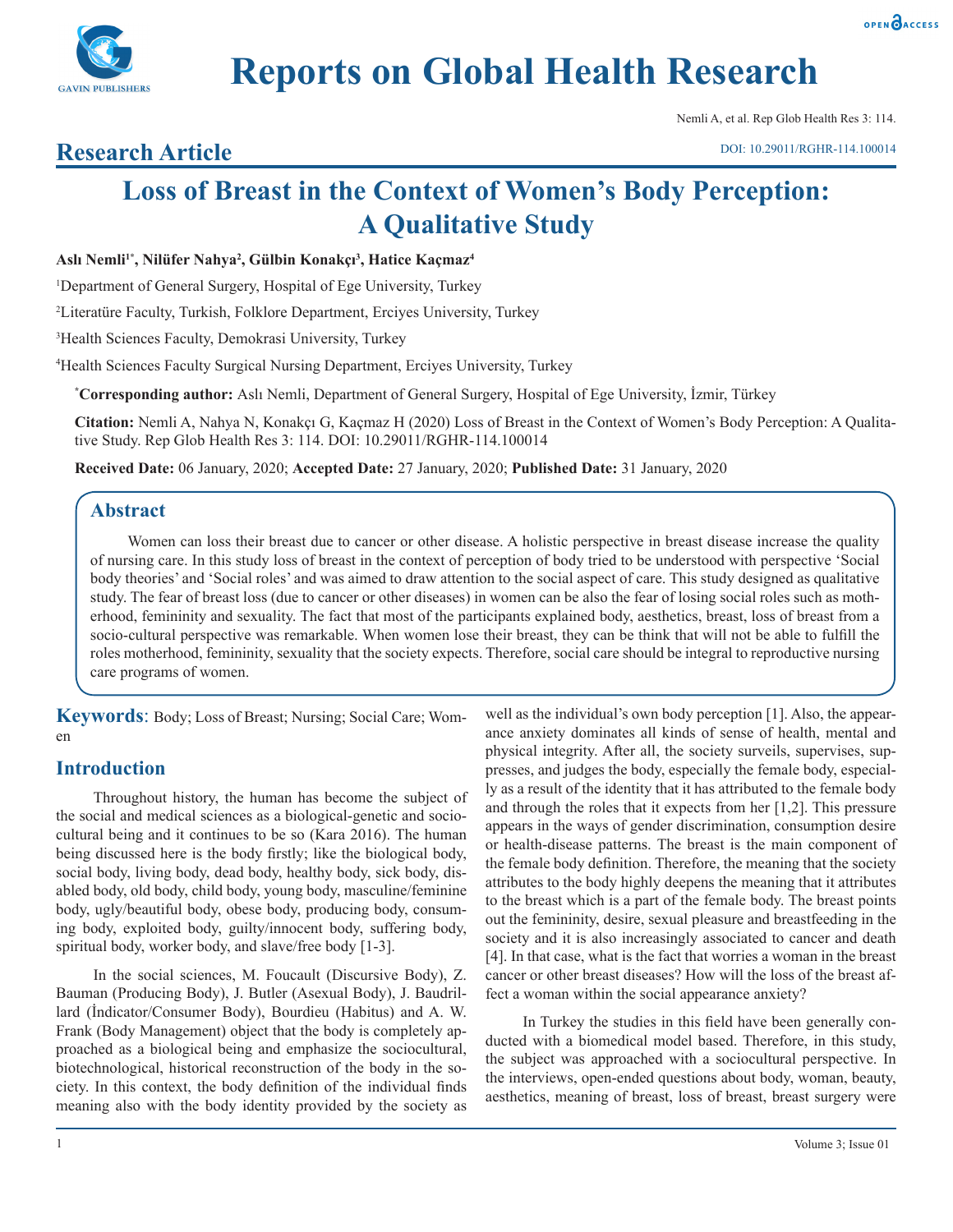# Research Article

# Loss of Breast in the Context of Women's Body Perception: A Qualitative Study

**Aslı Nemli[1*], Nilüfer Nahya[2], Gülbin Konakçı[3], Hatice Kaçmaz[4]**

[1]Department of General Surgery, Hospital of Ege University, Turkey

[2]Literatüre Faculty, Turkish, Folklore Department, Erciyes University, Turkey

[3]Health Sciences Faculty, Demokrasi University, Turkey

[4]Health Sciences Faculty Surgical Nursing Department, Erciyes University, Turkey

**[*]Corresponding author:** Aslı Nemli, Department of General Surgery, Hospital of Ege University, İzmir, Türkey

**Citation:** Nemli A, Nahya N, Konakçı G, Kaçmaz H (2020) Loss of Breast in the Context of Women's Body Perception: A Qualitative Study. Rep Glob Health Res 3: 114. DOI: 10.29011/RGHR-114.100014

**Received Date:** 06 January, 2020; **Accepted Date:** 27 January, 2020; **Published Date:** 31 January, 2020

## Abstract

Women can loss their breast due to cancer or other disease. A holistic perspective in breast disease increase the quality of nursing care. In this study loss of breast in the context of perception of body tried to be understood with perspective 'Social body theories' and 'Social roles' and was aimed to draw attention to the social aspect of care. This study designed as qualitative study. The fear of breast loss (due to cancer or other diseases) in women can be also the fear of losing social roles such as motherhood, femininity and sexuality. The fact that most of the participants explained body, aesthetics, breast, loss of breast from a socio-cultural perspective was remarkable. When women lose their breast, they can be think that will not be able to fulfill the roles motherhood, femininity, sexuality that the society expects. Therefore, social care should be integral to reproductive nursing care programs of women.

**Keywords**: Body; Loss of Breast; Nursing; Social Care; Women

## Introduction

Throughout history, the human has become the subject of the social and medical sciences as a biological-genetic and sociocultural being and it continues to be so (Kara 2016). The human being discussed here is the body firstly; like the biological body, social body, living body, dead body, healthy body, sick body, disabled body, old body, child body, young body, masculine/feminine body, ugly/beautiful body, obese body, producing body, consuming body, exploited body, guilty/innocent body, suffering body, spiritual body, worker body, and slave/free body [1-3].

In the social sciences, M. Foucault (Discursive Body), Z. Bauman (Producing Body), J. Butler (Asexual Body), J. Baudrillard (İndicator/Consumer Body), Bourdieu (Habitus) and A. W. Frank (Body Management) object that the body is completely approached as a biological being and emphasize the sociocultural, biotechnological, historical reconstruction of the body in the society. In this context, the body definition of the individual finds meaning also with the body identity provided by the society as well as the individual's own body perception [1]. Also, the appearance anxiety dominates all kinds of sense of health, mental and physical integrity. After all, the society surveils, supervises, suppresses, and judges the body, especially the female body, especially as a result of the identity that it has attributed to the female body and through the roles that it expects from her [1,2]. This pressure appears in the ways of gender discrimination, consumption desire or health-disease patterns. The breast is the main component of the female body definition. Therefore, the meaning that the society attributes to the body highly deepens the meaning that it attributes to the breast which is a part of the female body. The breast points out the femininity, desire, sexual pleasure and breastfeeding in the society and it is also increasingly associated to cancer and death [4]. In that case, what is the fact that worries a woman in the breast cancer or other breast diseases? How will the loss of the breast affect a woman within the social appearance anxiety?

In Turkey the studies in this field have been generally conducted with a biomedical model based. Therefore, in this study, the subject was approached with a sociocultural perspective. In the interviews, open-ended questions about body, woman, beauty, aesthetics, meaning of breast, loss of breast, breast surgery were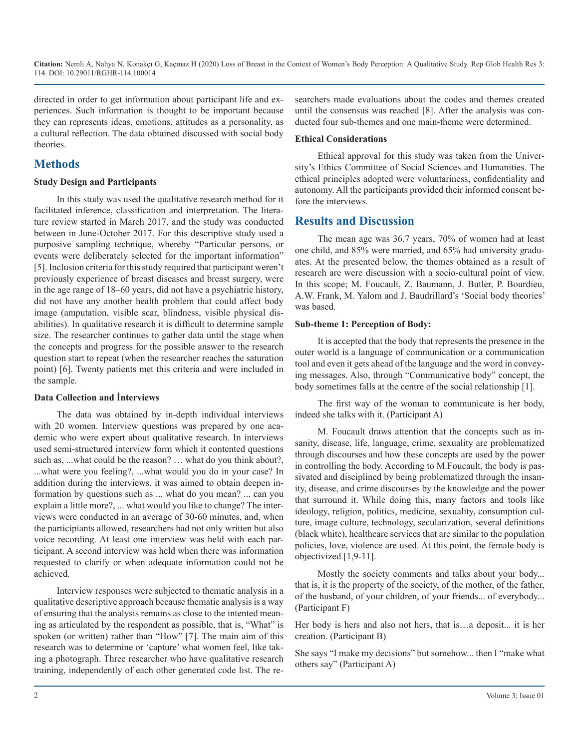directed in order to get information about participant life and experiences. Such information is thought to be important because they can represents ideas, emotions, attitudes as a personality, as a cultural reflection. The data obtained discussed with social body theories.

## Methods

### Study Design and Participants

In this study was used the qualitative research method for it facilitated inference, classification and interpretation. The literature review started in March 2017, and the study was conducted between in June-October 2017. For this descriptive study used a purposive sampling technique, whereby "Particular persons, or events were deliberately selected for the important information" [5]. Inclusion criteria for this study required that participant weren't previously experience of breast diseases and breast surgery, were in the age range of 18–60 years, did not have a psychiatric history, did not have any another health problem that could affect body image (amputation, visible scar, blindness, visible physical disabilities). In qualitative research it is difficult to determine sample size. The researcher continues to gather data until the stage when the concepts and progress for the possible answer to the research question start to repeat (when the researcher reaches the saturation point) [6]. Twenty patients met this criteria and were included in the sample.

### Data Collection and İnterviews

The data was obtained by in-depth individual interviews with 20 women. Interview questions was prepared by one academic who were expert about qualitative research. In interviews used semi-structured interview form which it contented questions such as, ...what could be the reason? … what do you think about?, ...what were you feeling?, ...what would you do in your case? In addition during the interviews, it was aimed to obtain deepen information by questions such as ... what do you mean? ... can you explain a little more?, ... what would you like to change? The interviews were conducted in an average of 30-60 minutes, and, when the participiants allowed, researchers had not only written but also voice recording. At least one interview was held with each participant. A second interview was held when there was information requested to clarify or when adequate information could not be achieved.

Interview responses were subjected to thematic analysis in a qualitative descriptive approach because thematic analysis is a way of ensuring that the analysis remains as close to the intented meaning as articulated by the respondent as possible, that is, "What" is spoken (or written) rather than "How" [7]. The main aim of this research was to determine or 'capture' what women feel, like taking a photograph. Three researcher who have qualitative research training, independently of each other generated code list. The researchers made evaluations about the codes and themes created until the consensus was reached [8]. After the analysis was conducted four sub-themes and one main-theme were determined.

### Ethical Considerations

Ethical approval for this study was taken from the University's Ethics Committee of Social Sciences and Humanities. The ethical principles adopted were voluntariness, confidentiality and autonomy. All the participants provided their informed consent before the interviews.

## Results and Discussion

The mean age was 36.7 years, 70% of women had at least one child, and 85% were married, and 65% had university graduates. At the presented below, the themes obtained as a result of research are were discussion with a socio-cultural point of view. In this scope; M. Foucault, Z. Baumann, J. Butler, P. Bourdieu, A.W. Frank, M. Yalom and J. Baudrillard's 'Social body theories' was based.

### Sub-theme 1: Perception of Body:

It is accepted that the body that represents the presence in the outer world is a language of communication or a communication tool and even it gets ahead of the language and the word in conveying messages. Also, through "Communicative body" concept, the body sometimes falls at the centre of the social relationship [1].

The first way of the woman to communicate is her body, indeed she talks with it. (Participant A)

M. Foucault draws attention that the concepts such as insanity, disease, life, language, crime, sexuality are problematized through discourses and how these concepts are used by the power in controlling the body. According to M.Foucault, the body is passivated and disciplined by being problematized through the insanity, disease, and crime discourses by the knowledge and the power that surround it. While doing this, many factors and tools like ideology, religion, politics, medicine, sexuality, consumption culture, image culture, technology, secularization, several definitions (black white), healthcare services that are similar to the population policies, love, violence are used. At this point, the female body is objectivized [1,9-11].

Mostly the society comments and talks about your body... that is, it is the property of the society, of the mother, of the father, of the husband, of your children, of your friends... of everybody... (Participant F)

Her body is hers and also not hers, that is…a deposit... it is her creation. (Participant B)

She says "I make my decisions" but somehow... then I "make what others say" (Participant A)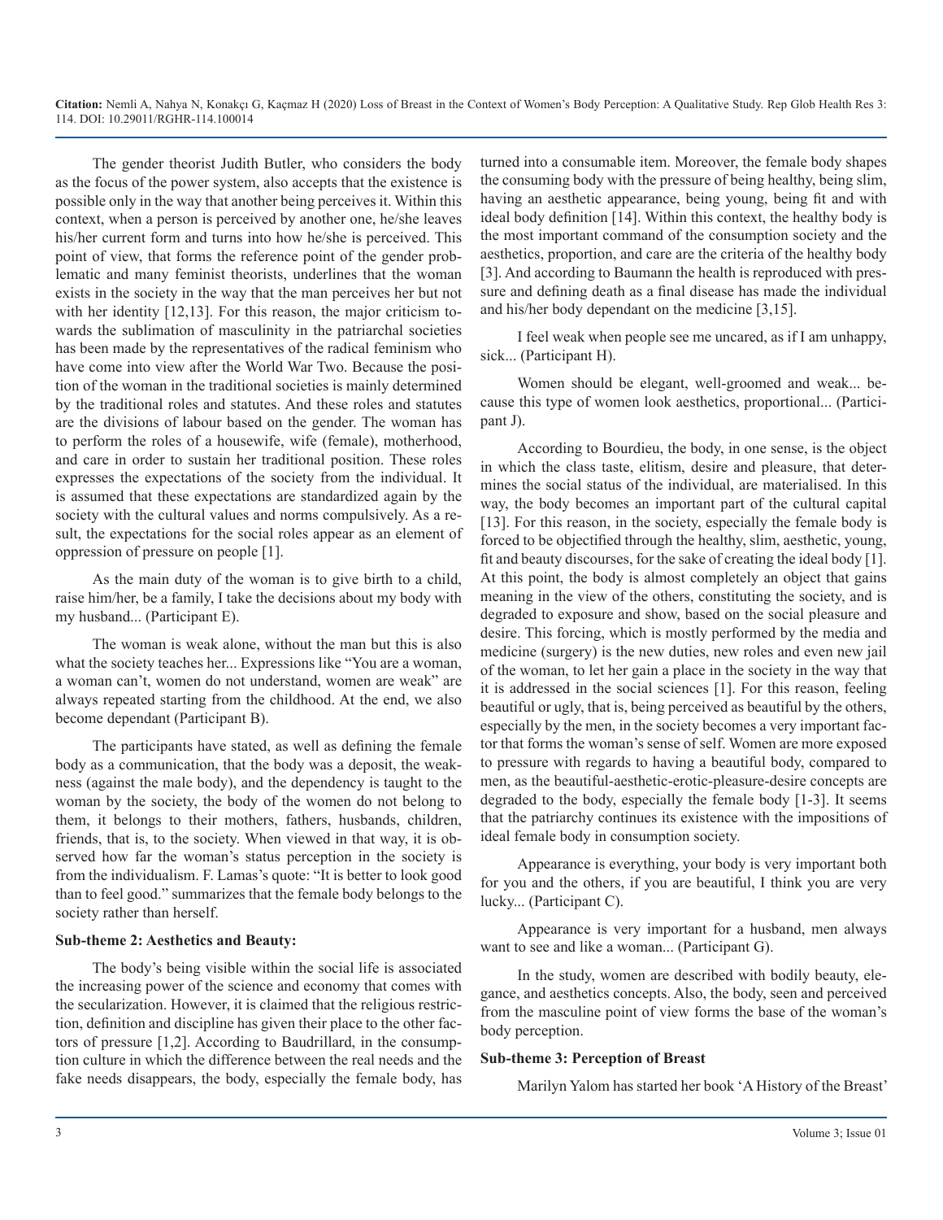The gender theorist Judith Butler, who considers the body as the focus of the power system, also accepts that the existence is possible only in the way that another being perceives it. Within this context, when a person is perceived by another one, he/she leaves his/her current form and turns into how he/she is perceived. This point of view, that forms the reference point of the gender problematic and many feminist theorists, underlines that the woman exists in the society in the way that the man perceives her but not with her identity [12,13]. For this reason, the major criticism towards the sublimation of masculinity in the patriarchal societies has been made by the representatives of the radical feminism who have come into view after the World War Two. Because the position of the woman in the traditional societies is mainly determined by the traditional roles and statutes. And these roles and statutes are the divisions of labour based on the gender. The woman has to perform the roles of a housewife, wife (female), motherhood, and care in order to sustain her traditional position. These roles expresses the expectations of the society from the individual. It is assumed that these expectations are standardized again by the society with the cultural values and norms compulsively. As a result, the expectations for the social roles appear as an element of oppression of pressure on people [1].

As the main duty of the woman is to give birth to a child, raise him/her, be a family, I take the decisions about my body with my husband... (Participant E).

The woman is weak alone, without the man but this is also what the society teaches her... Expressions like "You are a woman, a woman can't, women do not understand, women are weak" are always repeated starting from the childhood. At the end, we also become dependant (Participant B).

The participants have stated, as well as defining the female body as a communication, that the body was a deposit, the weakness (against the male body), and the dependency is taught to the woman by the society, the body of the women do not belong to them, it belongs to their mothers, fathers, husbands, children, friends, that is, to the society. When viewed in that way, it is observed how far the woman's status perception in the society is from the individualism. F. Lamas's quote: "It is better to look good than to feel good." summarizes that the female body belongs to the society rather than herself.

**Sub-theme 2: Aesthetics and Beauty:**

The body's being visible within the social life is associated the increasing power of the science and economy that comes with the secularization. However, it is claimed that the religious restriction, definition and discipline has given their place to the other factors of pressure [1,2]. According to Baudrillard, in the consumption culture in which the difference between the real needs and the fake needs disappears, the body, especially the female body, has turned into a consumable item. Moreover, the female body shapes the consuming body with the pressure of being healthy, being slim, having an aesthetic appearance, being young, being fit and with ideal body definition [14]. Within this context, the healthy body is the most important command of the consumption society and the aesthetics, proportion, and care are the criteria of the healthy body [3]. And according to Baumann the health is reproduced with pressure and defining death as a final disease has made the individual and his/her body dependant on the medicine [3,15].

I feel weak when people see me uncared, as if I am unhappy, sick... (Participant H).

Women should be elegant, well-groomed and weak... because this type of women look aesthetics, proportional... (Participant J).

According to Bourdieu, the body, in one sense, is the object in which the class taste, elitism, desire and pleasure, that determines the social status of the individual, are materialised. In this way, the body becomes an important part of the cultural capital [13]. For this reason, in the society, especially the female body is forced to be objectified through the healthy, slim, aesthetic, young, fit and beauty discourses, for the sake of creating the ideal body [1]. At this point, the body is almost completely an object that gains meaning in the view of the others, constituting the society, and is degraded to exposure and show, based on the social pleasure and desire. This forcing, which is mostly performed by the media and medicine (surgery) is the new duties, new roles and even new jail of the woman, to let her gain a place in the society in the way that it is addressed in the social sciences [1]. For this reason, feeling beautiful or ugly, that is, being perceived as beautiful by the others, especially by the men, in the society becomes a very important factor that forms the woman's sense of self. Women are more exposed to pressure with regards to having a beautiful body, compared to men, as the beautiful-aesthetic-erotic-pleasure-desire concepts are degraded to the body, especially the female body [1-3]. It seems that the patriarchy continues its existence with the impositions of ideal female body in consumption society.

Appearance is everything, your body is very important both for you and the others, if you are beautiful, I think you are very lucky... (Participant C).

Appearance is very important for a husband, men always want to see and like a woman... (Participant G).

In the study, women are described with bodily beauty, elegance, and aesthetics concepts. Also, the body, seen and perceived from the masculine point of view forms the base of the woman's body perception.

**Sub-theme 3: Perception of Breast**

Marilyn Yalom has started her book 'A History of the Breast'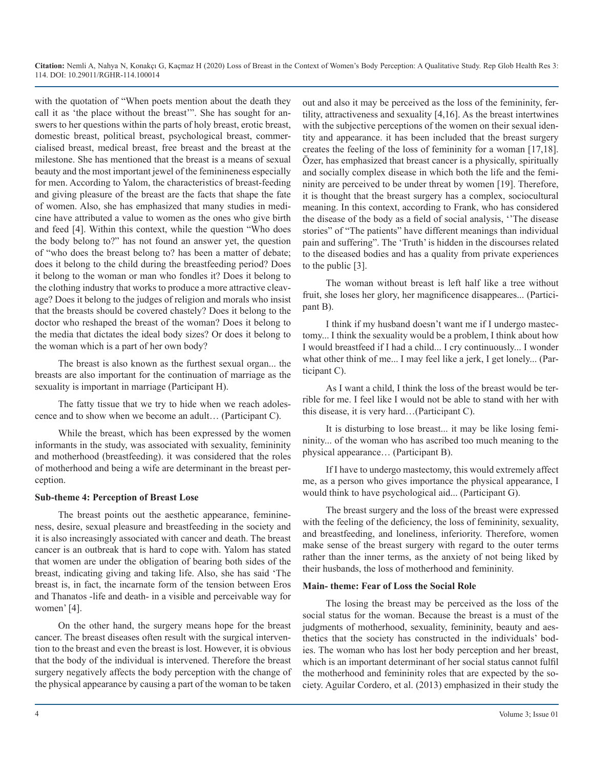with the quotation of "When poets mention about the death they call it as 'the place without the breast'". She has sought for answers to her questions within the parts of holy breast, erotic breast, domestic breast, political breast, psychological breast, commercialised breast, medical breast, free breast and the breast at the milestone. She has mentioned that the breast is a means of sexual beauty and the most important jewel of the feminineness especially for men. According to Yalom, the characteristics of breast-feeding and giving pleasure of the breast are the facts that shape the fate of women. Also, she has emphasized that many studies in medicine have attributed a value to women as the ones who give birth and feed [4]. Within this context, while the question "Who does the body belong to?" has not found an answer yet, the question of "who does the breast belong to? has been a matter of debate; does it belong to the child during the breastfeeding period? Does it belong to the woman or man who fondles it? Does it belong to the clothing industry that works to produce a more attractive cleavage? Does it belong to the judges of religion and morals who insist that the breasts should be covered chastely? Does it belong to the doctor who reshaped the breast of the woman? Does it belong to the media that dictates the ideal body sizes? Or does it belong to the woman which is a part of her own body?

The breast is also known as the furthest sexual organ... the breasts are also important for the continuation of marriage as the sexuality is important in marriage (Participant H).

The fatty tissue that we try to hide when we reach adolescence and to show when we become an adult… (Participant C).

While the breast, which has been expressed by the women informants in the study, was associated with sexuality, femininity and motherhood (breastfeeding). it was considered that the roles of motherhood and being a wife are determinant in the breast perception.

**Sub-theme 4: Perception of Breast Lose**

The breast points out the aesthetic appearance, feminineness, desire, sexual pleasure and breastfeeding in the society and it is also increasingly associated with cancer and death. The breast cancer is an outbreak that is hard to cope with. Yalom has stated that women are under the obligation of bearing both sides of the breast, indicating giving and taking life. Also, she has said 'The breast is, in fact, the incarnate form of the tension between Eros and Thanatos -life and death- in a visible and perceivable way for women' [4].

On the other hand, the surgery means hope for the breast cancer. The breast diseases often result with the surgical intervention to the breast and even the breast is lost. However, it is obvious that the body of the individual is intervened. Therefore the breast surgery negatively affects the body perception with the change of the physical appearance by causing a part of the woman to be taken out and also it may be perceived as the loss of the femininity, fertility, attractiveness and sexuality [4,16]. As the breast intertwines with the subjective perceptions of the women on their sexual identity and appearance. it has been included that the breast surgery creates the feeling of the loss of femininity for a woman [17,18]. Özer, has emphasized that breast cancer is a physically, spiritually and socially complex disease in which both the life and the femininity are perceived to be under threat by women [19]. Therefore, it is thought that the breast surgery has a complex, sociocultural meaning. In this context, according to Frank, who has considered the disease of the body as a field of social analysis, ''The disease stories" of "The patients" have different meanings than individual pain and suffering". The 'Truth' is hidden in the discourses related to the diseased bodies and has a quality from private experiences to the public [3].

The woman without breast is left half like a tree without fruit, she loses her glory, her magnificence disappeares... (Participant B).

I think if my husband doesn't want me if I undergo mastectomy... I think the sexuality would be a problem, I think about how I would breastfeed if I had a child... I cry continuously... I wonder what other think of me... I may feel like a jerk, I get lonely... (Participant C).

As I want a child, I think the loss of the breast would be terrible for me. I feel like I would not be able to stand with her with this disease, it is very hard…(Participant C).

It is disturbing to lose breast... it may be like losing femininity... of the woman who has ascribed too much meaning to the physical appearance… (Participant B).

If I have to undergo mastectomy, this would extremely affect me, as a person who gives importance the physical appearance, I would think to have psychological aid... (Participant G).

The breast surgery and the loss of the breast were expressed with the feeling of the deficiency, the loss of femininity, sexuality, and breastfeeding, and loneliness, inferiority. Therefore, women make sense of the breast surgery with regard to the outer terms rather than the inner terms, as the anxiety of not being liked by their husbands, the loss of motherhood and femininity.

**Main- theme: Fear of Loss the Social Role**

The losing the breast may be perceived as the loss of the social status for the woman. Because the breast is a must of the judgments of motherhood, sexuality, femininity, beauty and aesthetics that the society has constructed in the individuals' bodies. The woman who has lost her body perception and her breast, which is an important determinant of her social status cannot fulfil the motherhood and femininity roles that are expected by the society. Aguilar Cordero, et al. (2013) emphasized in their study the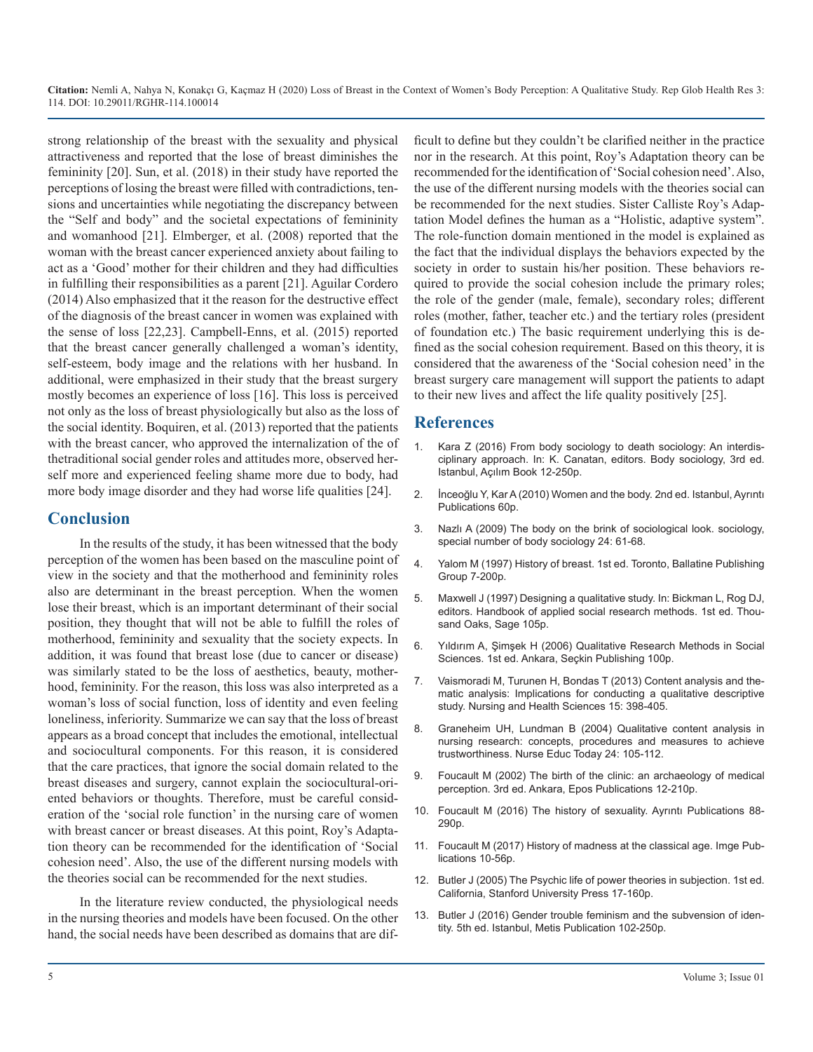strong relationship of the breast with the sexuality and physical attractiveness and reported that the lose of breast diminishes the femininity [20]. Sun, et al. (2018) in their study have reported the perceptions of losing the breast were filled with contradictions, tensions and uncertainties while negotiating the discrepancy between the "Self and body" and the societal expectations of femininity and womanhood [21]. Elmberger, et al. (2008) reported that the woman with the breast cancer experienced anxiety about failing to act as a 'Good' mother for their children and they had difficulties in fulfilling their responsibilities as a parent [21]. Aguilar Cordero (2014) Also emphasized that it the reason for the destructive effect of the diagnosis of the breast cancer in women was explained with the sense of loss [22,23]. Campbell-Enns, et al. (2015) reported that the breast cancer generally challenged a woman's identity, self-esteem, body image and the relations with her husband. In additional, were emphasized in their study that the breast surgery mostly becomes an experience of loss [16]. This loss is perceived not only as the loss of breast physiologically but also as the loss of the social identity. Boquiren, et al. (2013) reported that the patients with the breast cancer, who approved the internalization of the of thetraditional social gender roles and attitudes more, observed herself more and experienced feeling shame more due to body, had more body image disorder and they had worse life qualities [24].

## Conclusion

In the results of the study, it has been witnessed that the body perception of the women has been based on the masculine point of view in the society and that the motherhood and femininity roles also are determinant in the breast perception. When the women lose their breast, which is an important determinant of their social position, they thought that will not be able to fulfill the roles of motherhood, femininity and sexuality that the society expects. In addition, it was found that breast lose (due to cancer or disease) was similarly stated to be the loss of aesthetics, beauty, motherhood, femininity. For the reason, this loss was also interpreted as a woman's loss of social function, loss of identity and even feeling loneliness, inferiority. Summarize we can say that the loss of breast appears as a broad concept that includes the emotional, intellectual and sociocultural components. For this reason, it is considered that the care practices, that ignore the social domain related to the breast diseases and surgery, cannot explain the sociocultural-oriented behaviors or thoughts. Therefore, must be careful consideration of the 'social role function' in the nursing care of women with breast cancer or breast diseases. At this point, Roy's Adaptation theory can be recommended for the identification of 'Social cohesion need'. Also, the use of the different nursing models with the theories social can be recommended for the next studies.

In the literature review conducted, the physiological needs in the nursing theories and models have been focused. On the other hand, the social needs have been described as domains that are difficult to define but they couldn't be clarified neither in the practice nor in the research. At this point, Roy's Adaptation theory can be recommended for the identification of 'Social cohesion need'. Also, the use of the different nursing models with the theories social can be recommended for the next studies. Sister Calliste Roy's Adaptation Model defines the human as a "Holistic, adaptive system". The role-function domain mentioned in the model is explained as the fact that the individual displays the behaviors expected by the society in order to sustain his/her position. These behaviors required to provide the social cohesion include the primary roles; the role of the gender (male, female), secondary roles; different roles (mother, father, teacher etc.) and the tertiary roles (president of foundation etc.) The basic requirement underlying this is defined as the social cohesion requirement. Based on this theory, it is considered that the awareness of the 'Social cohesion need' in the breast surgery care management will support the patients to adapt to their new lives and affect the life quality positively [25].

## References

1. Kara Z (2016) From body sociology to death sociology: An interdisciplinary approach. In: K. Canatan, editors. Body sociology, 3rd ed. Istanbul, Açılım Book 12-250p.
2. İnceoğlu Y, Kar A (2010) Women and the body. 2nd ed. Istanbul, Ayrıntı Publications 60p.
3. Nazlı A (2009) The body on the brink of sociological look. sociology, special number of body sociology 24: 61-68.
4. Yalom M (1997) History of breast. 1st ed. Toronto, Ballatine Publishing Group 7-200p.
5. Maxwell J (1997) Designing a qualitative study. In: Bickman L, Rog DJ, editors. Handbook of applied social research methods. 1st ed. Thousand Oaks, Sage 105p.
6. Yıldırım A, Şimşek H (2006) Qualitative Research Methods in Social Sciences. 1st ed. Ankara, Seçkin Publishing 100p.
7. Vaismoradi M, Turunen H, Bondas T (2013) Content analysis and thematic analysis: Implications for conducting a qualitative descriptive study. Nursing and Health Sciences 15: 398-405.
8. Graneheim UH, Lundman B (2004) Qualitative content analysis in nursing research: concepts, procedures and measures to achieve trustworthiness. Nurse Educ Today 24: 105-112.
9. Foucault M (2002) The birth of the clinic: an archaeology of medical perception. 3rd ed. Ankara, Epos Publications 12-210p.
10. Foucault M (2016) The history of sexuality. Ayrıntı Publications 88-290p.
11. Foucault M (2017) History of madness at the classical age. Imge Publications 10-56p.
12. Butler J (2005) The Psychic life of power theories in subjection. 1st ed. California, Stanford University Press 17-160p.
13. Butler J (2016) Gender trouble feminism and the subvension of identity. 5th ed. Istanbul, Metis Publication 102-250p.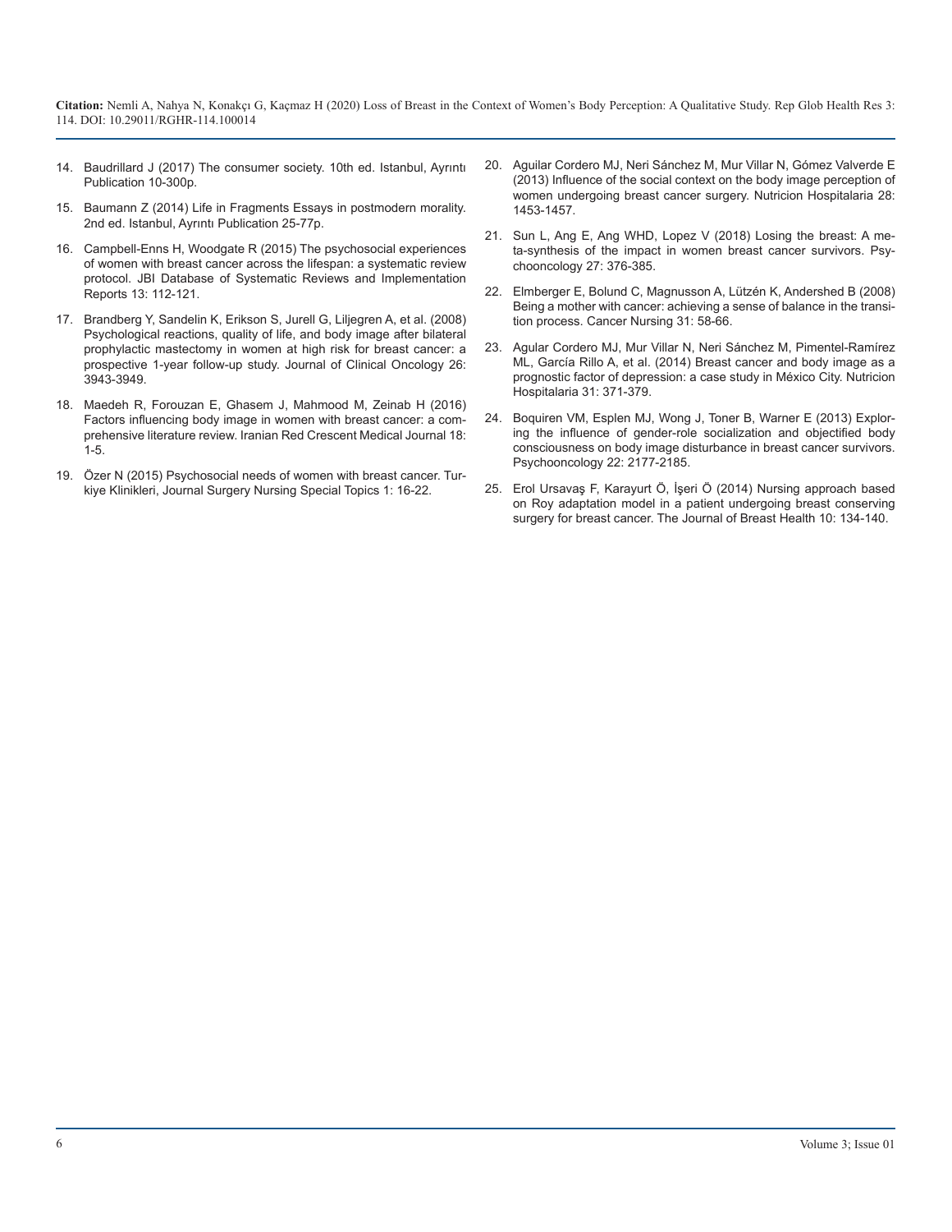14. Baudrillard J (2017) The consumer society. 10th ed. Istanbul, Ayrıntı Publication 10-300p.

15. Baumann Z (2014) Life in Fragments Essays in postmodern morality. 2nd ed. Istanbul, Ayrıntı Publication 25-77p.

16. Campbell-Enns H, Woodgate R (2015) The psychosocial experiences of women with breast cancer across the lifespan: a systematic review protocol. JBI Database of Systematic Reviews and Implementation Reports 13: 112-121.

17. Brandberg Y, Sandelin K, Erikson S, Jurell G, Liljegren A, et al. (2008) Psychological reactions, quality of life, and body image after bilateral prophylactic mastectomy in women at high risk for breast cancer: a prospective 1-year follow-up study. Journal of Clinical Oncology 26: 3943-3949.

18. Maedeh R, Forouzan E, Ghasem J, Mahmood M, Zeinab H (2016) Factors influencing body image in women with breast cancer: a comprehensive literature review. Iranian Red Crescent Medical Journal 18: 1-5.

19. Özer N (2015) Psychosocial needs of women with breast cancer. Turkiye Klinikleri, Journal Surgery Nursing Special Topics 1: 16-22.

20. Aguilar Cordero MJ, Neri Sánchez M, Mur Villar N, Gómez Valverde E (2013) Influence of the social context on the body image perception of women undergoing breast cancer surgery. Nutricion Hospitalaria 28: 1453-1457.

21. Sun L, Ang E, Ang WHD, Lopez V (2018) Losing the breast: A meta-synthesis of the impact in women breast cancer survivors. Psychooncology 27: 376-385.

22. Elmberger E, Bolund C, Magnusson A, Lützén K, Andershed B (2008) Being a mother with cancer: achieving a sense of balance in the transition process. Cancer Nursing 31: 58-66.

23. Agular Cordero MJ, Mur Villar N, Neri Sánchez M, Pimentel-Ramírez ML, García Rillo A, et al. (2014) Breast cancer and body image as a prognostic factor of depression: a case study in México City. Nutricion Hospitalaria 31: 371-379.

24. Boquiren VM, Esplen MJ, Wong J, Toner B, Warner E (2013) Exploring the influence of gender-role socialization and objectified body consciousness on body image disturbance in breast cancer survivors. Psychooncology 22: 2177-2185.

25. Erol Ursavaş F, Karayurt Ö, İşeri Ö (2014) Nursing approach based on Roy adaptation model in a patient undergoing breast conserving surgery for breast cancer. The Journal of Breast Health 10: 134-140.